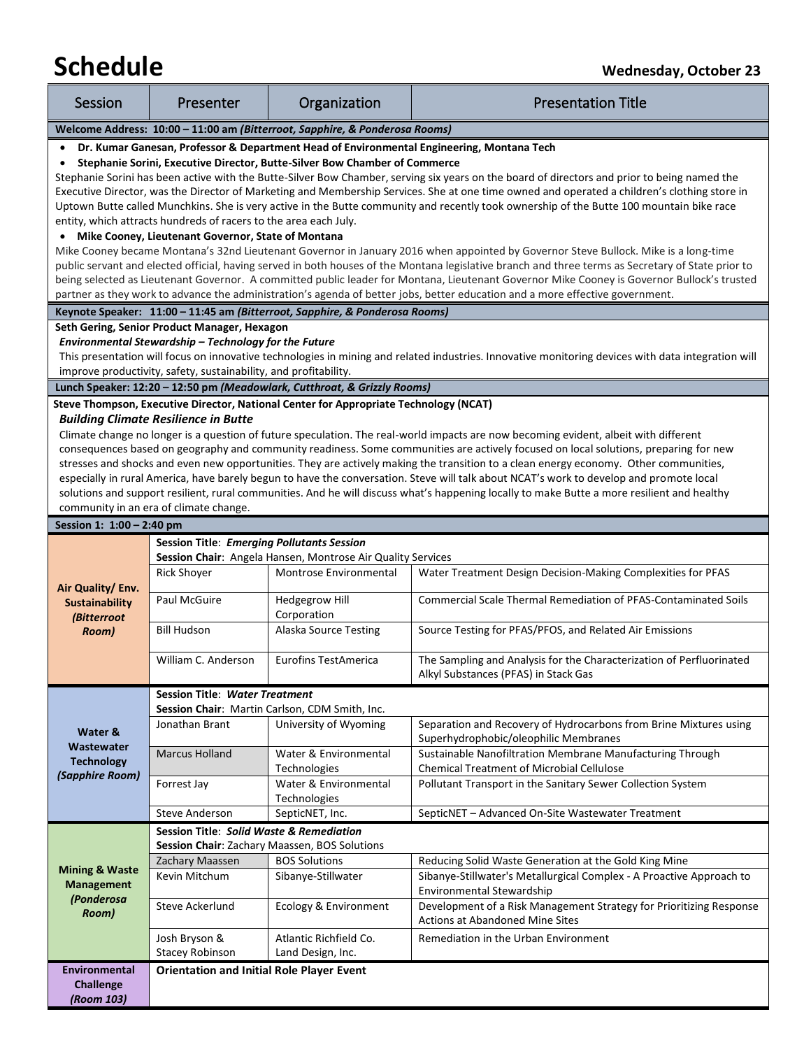# Schedule

**Wednesday, October 23**

| Session | Presenter | Organization | Presentation Title |
|---|---|---|---|

**Welcome Address: 10:00 – 11:00 am *(Bitterroot, Sapphire, & Ponderosa Rooms)***

- **Dr. Kumar Ganesan, Professor & Department Head of Environmental Engineering, Montana Tech**
- **Stephanie Sorini, Executive Director, Butte-Silver Bow Chamber of Commerce**

Stephanie Sorini has been active with the Butte-Silver Bow Chamber, serving six years on the board of directors and prior to being named the Executive Director, was the Director of Marketing and Membership Services. She at one time owned and operated a children's clothing store in Uptown Butte called Munchkins. She is very active in the Butte community and recently took ownership of the Butte 100 mountain bike race entity, which attracts hundreds of racers to the area each July.

- **Mike Cooney, Lieutenant Governor, State of Montana**

Mike Cooney became Montana's 32nd Lieutenant Governor in January 2016 when appointed by Governor Steve Bullock. Mike is a long-time public servant and elected official, having served in both houses of the Montana legislative branch and three terms as Secretary of State prior to being selected as Lieutenant Governor. A committed public leader for Montana, Lieutenant Governor Mike Cooney is Governor Bullock's trusted partner as they work to advance the administration's agenda of better jobs, better education and a more effective government.

**Keynote Speaker: 11:00 – 11:45 am *(Bitterroot, Sapphire, & Ponderosa Rooms)***

**Seth Gering, Senior Product Manager, Hexagon**

***Environmental Stewardship – Technology for the Future***

This presentation will focus on innovative technologies in mining and related industries. Innovative monitoring devices with data integration will improve productivity, safety, sustainability, and profitability.

**Lunch Speaker: 12:20 – 12:50 pm *(Meadowlark, Cutthroat, & Grizzly Rooms)***

**Steve Thompson, Executive Director, National Center for Appropriate Technology (NCAT)**

***Building Climate Resilience in Butte***

Climate change no longer is a question of future speculation. The real-world impacts are now becoming evident, albeit with different consequences based on geography and community readiness. Some communities are actively focused on local solutions, preparing for new stresses and shocks and even new opportunities. They are actively making the transition to a clean energy economy. Other communities, especially in rural America, have barely begun to have the conversation. Steve will talk about NCAT's work to develop and promote local solutions and support resilient, rural communities. And he will discuss what's happening locally to make Butte a more resilient and healthy community in an era of climate change.

**Session 1: 1:00 – 2:40 pm**

| Session | Presenter | Organization | Presentation Title |
|---|---|---|---|
| **Air Quality/ Env. Sustainability *(Bitterroot Room)*** | **Session Title**: ***Emerging Pollutants Session*** **Session Chair**: Angela Hansen, Montrose Air Quality Services | | |
| | Rick Shoyer | Montrose Environmental | Water Treatment Design Decision-Making Complexities for PFAS |
| | Paul McGuire | Hedgegrow Hill Corporation | Commercial Scale Thermal Remediation of PFAS-Contaminated Soils |
| | Bill Hudson | Alaska Source Testing | Source Testing for PFAS/PFOS, and Related Air Emissions |
| | William C. Anderson | Eurofins TestAmerica | The Sampling and Analysis for the Characterization of Perfluorinated Alkyl Substances (PFAS) in Stack Gas |
| **Water & Wastewater Technology *(Sapphire Room)*** | **Session Title**: ***Water Treatment*** **Session Chair**: Martin Carlson, CDM Smith, Inc. | | |
| | Jonathan Brant | University of Wyoming | Separation and Recovery of Hydrocarbons from Brine Mixtures using Superhydrophobic/oleophilic Membranes |
| | Marcus Holland | Water & Environmental Technologies | Sustainable Nanofiltration Membrane Manufacturing Through Chemical Treatment of Microbial Cellulose |
| | Forrest Jay | Water & Environmental Technologies | Pollutant Transport in the Sanitary Sewer Collection System |
| | Steve Anderson | SepticNET, Inc. | SepticNET – Advanced On-Site Wastewater Treatment |
| **Mining & Waste Management *(Ponderosa Room)*** | **Session Title**: ***Solid Waste & Remediation*** **Session Chair**: Zachary Maassen, BOS Solutions | | |
| | Zachary Maassen | BOS Solutions | Reducing Solid Waste Generation at the Gold King Mine |
| | Kevin Mitchum | Sibanye-Stillwater | Sibanye-Stillwater's Metallurgical Complex - A Proactive Approach to Environmental Stewardship |
| | Steve Ackerlund | Ecology & Environment | Development of a Risk Management Strategy for Prioritizing Response Actions at Abandoned Mine Sites |
| | Josh Bryson & Stacey Robinson | Atlantic Richfield Co. Land Design, Inc. | Remediation in the Urban Environment |
| **Environmental Challenge *(Room 103)*** | **Orientation and Initial Role Player Event** | | |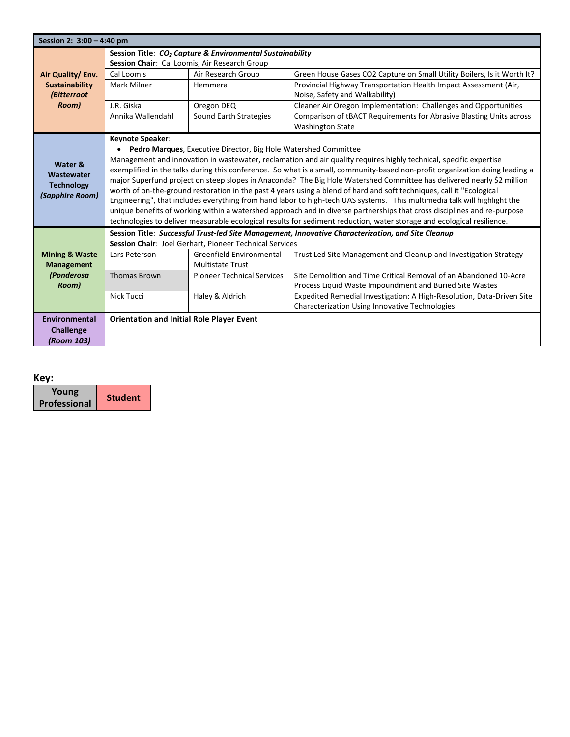| Session 2: 3:00 – 4:40 pm | | | |
|---|---|---|---|
| **Air Quality/ Env. Sustainability *(Bitterroot Room)*** | **Session Title**: ***$CO_2$ Capture & Environmental Sustainability*** <br> **Session Chair**: Cal Loomis, Air Research Group | | |
| | Cal Loomis | Air Research Group | Green House Gases CO2 Capture on Small Utility Boilers, Is it Worth It? |
| | Mark Milner | Hemmera | Provincial Highway Transportation Health Impact Assessment (Air, Noise, Safety and Walkability) |
| | J.R. Giska | Oregon DEQ | Cleaner Air Oregon Implementation: Challenges and Opportunities |
| | Annika Wallendahl | Sound Earth Strategies | Comparison of tBACT Requirements for Abrasive Blasting Units across Washington State |
| **Water & Wastewater Technology *(Sapphire Room)*** | **Keynote Speaker**: <br> • **Pedro Marques**, Executive Director, Big Hole Watershed Committee <br> Management and innovation in wastewater, reclamation and air quality requires highly technical, specific expertise exemplified in the talks during this conference. So what is a small, community-based non-profit organization doing leading a major Superfund project on steep slopes in Anaconda? The Big Hole Watershed Committee has delivered nearly $2 million worth of on-the-ground restoration in the past 4 years using a blend of hard and soft techniques, call it "Ecological Engineering", that includes everything from hand labor to high-tech UAS systems. This multimedia talk will highlight the unique benefits of working within a watershed approach and in diverse partnerships that cross disciplines and re-purpose technologies to deliver measurable ecological results for sediment reduction, water storage and ecological resilience. | | |
| **Mining & Waste Management *(Ponderosa Room)*** | **Session Title**: ***Successful Trust-led Site Management, Innovative Characterization, and Site Cleanup*** <br> **Session Chair**: Joel Gerhart, Pioneer Technical Services | | |
| | Lars Peterson | Greenfield Environmental Multistate Trust | Trust Led Site Management and Cleanup and Investigation Strategy |
| | Thomas Brown | Pioneer Technical Services | Site Demolition and Time Critical Removal of an Abandoned 10-Acre Process Liquid Waste Impoundment and Buried Site Wastes |
| | Nick Tucci | Haley & Aldrich | Expedited Remedial Investigation: A High-Resolution, Data-Driven Site Characterization Using Innovative Technologies |
| **Environmental Challenge *(Room 103)*** | **Orientation and Initial Role Player Event** | | |

**Key:**

| Young Professional | Student |
|---|---|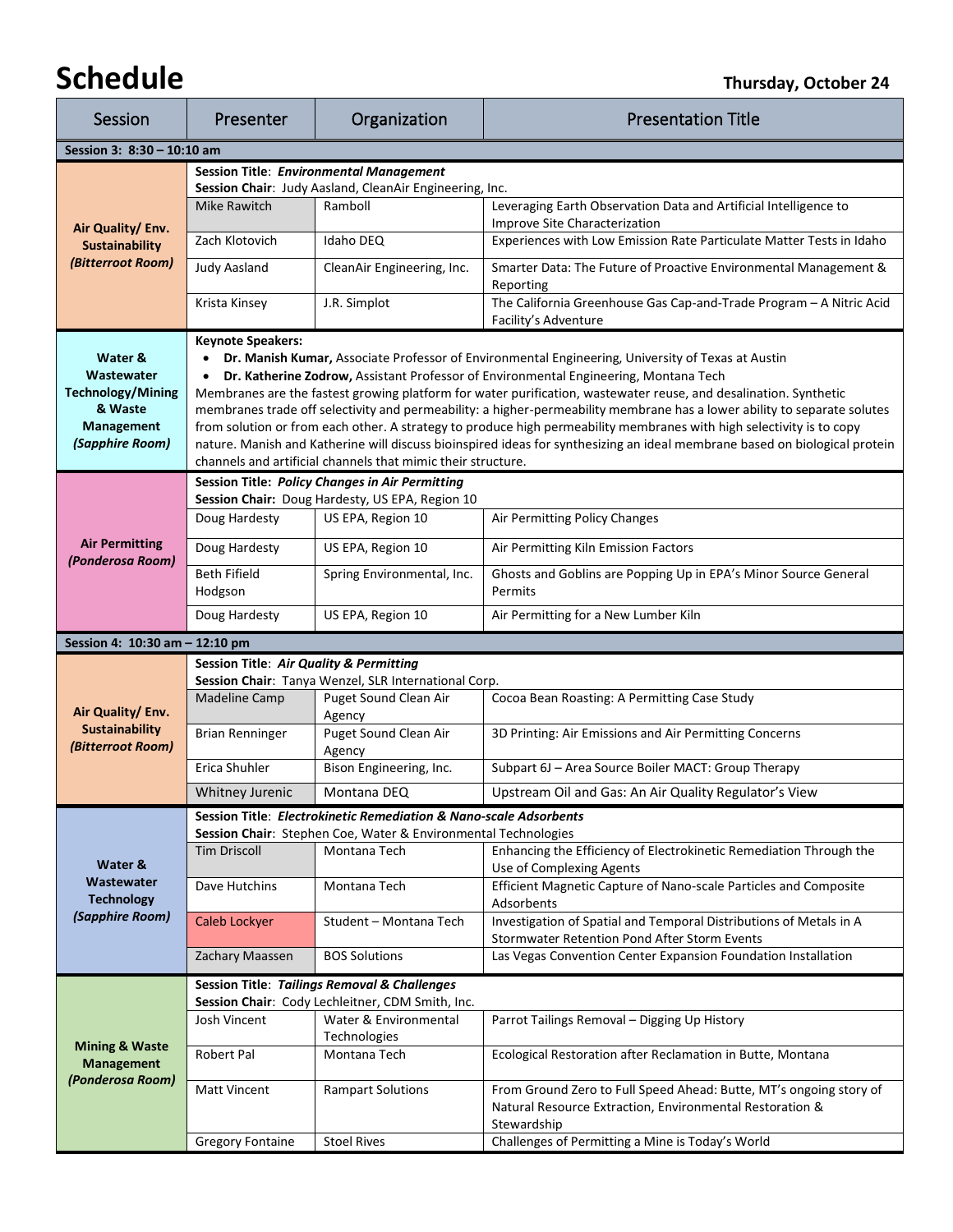# Schedule

**Thursday, October 24**

| Session | Presenter | Organization | Presentation Title |
|---|---|---|---|
| **Session 3: 8:30 – 10:10 am** | | | |
| **Air Quality/ Env. Sustainability *(Bitterroot Room)*** | **Session Title**: ***Environmental Management*** **Session Chair**: Judy Aasland, CleanAir Engineering, Inc. | | |
| | Mike Rawitch | Ramboll | Leveraging Earth Observation Data and Artificial Intelligence to Improve Site Characterization |
| | Zach Klotovich | Idaho DEQ | Experiences with Low Emission Rate Particulate Matter Tests in Idaho |
| | Judy Aasland | CleanAir Engineering, Inc. | Smarter Data: The Future of Proactive Environmental Management & Reporting |
| | Krista Kinsey | J.R. Simplot | The California Greenhouse Gas Cap-and-Trade Program – A Nitric Acid Facility's Adventure |
| **Water & Wastewater Technology/Mining & Waste Management *(Sapphire Room)*** | **Keynote Speakers:** • **Dr. Manish Kumar,** Associate Professor of Environmental Engineering, University of Texas at Austin • **Dr. Katherine Zodrow,** Assistant Professor of Environmental Engineering, Montana Tech Membranes are the fastest growing platform for water purification, wastewater reuse, and desalination. Synthetic membranes trade off selectivity and permeability: a higher-permeability membrane has a lower ability to separate solutes from solution or from each other. A strategy to produce high permeability membranes with high selectivity is to copy nature. Manish and Katherine will discuss bioinspired ideas for synthesizing an ideal membrane based on biological protein channels and artificial channels that mimic their structure. | | |
| **Air Permitting *(Ponderosa Room)*** | **Session Title:** ***Policy Changes in Air Permitting*** **Session Chair:** Doug Hardesty, US EPA, Region 10 | | |
| | Doug Hardesty | US EPA, Region 10 | Air Permitting Policy Changes |
| | Doug Hardesty | US EPA, Region 10 | Air Permitting Kiln Emission Factors |
| | Beth Fifield Hodgson | Spring Environmental, Inc. | Ghosts and Goblins are Popping Up in EPA's Minor Source General Permits |
| | Doug Hardesty | US EPA, Region 10 | Air Permitting for a New Lumber Kiln |
| **Session 4: 10:30 am – 12:10 pm** | | | |
| **Air Quality/ Env. Sustainability *(Bitterroot Room)*** | **Session Title**: ***Air Quality & Permitting*** **Session Chair**: Tanya Wenzel, SLR International Corp. | | |
| | Madeline Camp | Puget Sound Clean Air Agency | Cocoa Bean Roasting: A Permitting Case Study |
| | Brian Renninger | Puget Sound Clean Air Agency | 3D Printing: Air Emissions and Air Permitting Concerns |
| | Erica Shuhler | Bison Engineering, Inc. | Subpart 6J – Area Source Boiler MACT: Group Therapy |
| | Whitney Jurenic | Montana DEQ | Upstream Oil and Gas: An Air Quality Regulator's View |
| **Water & Wastewater Technology *(Sapphire Room)*** | **Session Title**: ***Electrokinetic Remediation & Nano-scale Adsorbents*** **Session Chair**: Stephen Coe, Water & Environmental Technologies | | |
| | Tim Driscoll | Montana Tech | Enhancing the Efficiency of Electrokinetic Remediation Through the Use of Complexing Agents |
| | Dave Hutchins | Montana Tech | Efficient Magnetic Capture of Nano-scale Particles and Composite Adsorbents |
| | Caleb Lockyer | Student – Montana Tech | Investigation of Spatial and Temporal Distributions of Metals in A Stormwater Retention Pond After Storm Events |
| | Zachary Maassen | BOS Solutions | Las Vegas Convention Center Expansion Foundation Installation |
| **Mining & Waste Management *(Ponderosa Room)*** | **Session Title**: ***Tailings Removal & Challenges*** **Session Chair**: Cody Lechleitner, CDM Smith, Inc. | | |
| | Josh Vincent | Water & Environmental Technologies | Parrot Tailings Removal – Digging Up History |
| | Robert Pal | Montana Tech | Ecological Restoration after Reclamation in Butte, Montana |
| | Matt Vincent | Rampart Solutions | From Ground Zero to Full Speed Ahead: Butte, MT's ongoing story of Natural Resource Extraction, Environmental Restoration & Stewardship |
| | Gregory Fontaine | Stoel Rives | Challenges of Permitting a Mine is Today's World |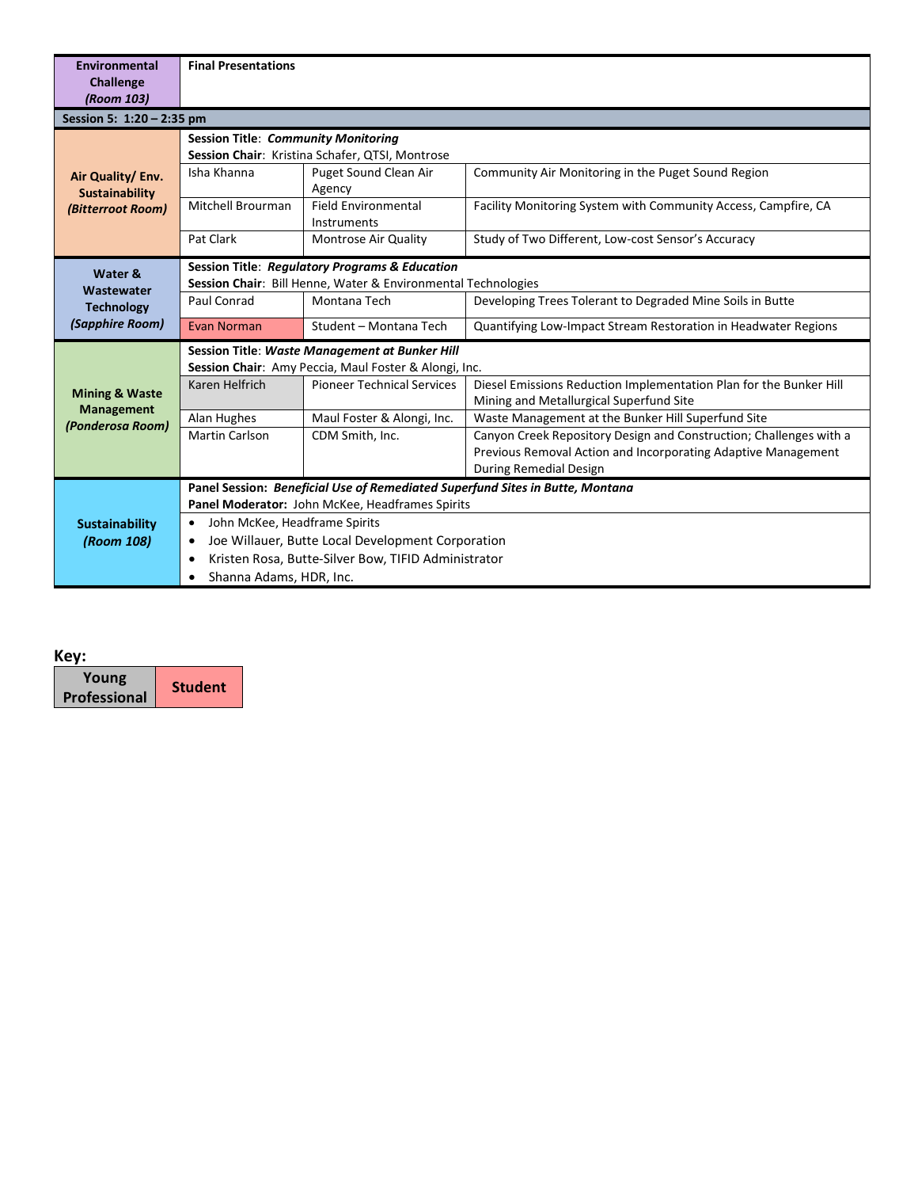| Track | Presenter | Affiliation | Title |
|---|---|---|---|
| **Environmental Challenge** ***(Room 103)*** | **Final Presentations** | | |
| **Session 5: 1:20 – 2:35 pm** | | | |
| **Air Quality/ Env. Sustainability** ***(Bitterroot Room)*** | **Session Title**: ***Community Monitoring*** **Session Chair**: Kristina Schafer, QTSI, Montrose | | |
| | Isha Khanna | Puget Sound Clean Air Agency | Community Air Monitoring in the Puget Sound Region |
| | Mitchell Brourman | Field Environmental Instruments | Facility Monitoring System with Community Access, Campfire, CA |
| | Pat Clark | Montrose Air Quality | Study of Two Different, Low-cost Sensor's Accuracy |
| **Water & Wastewater Technology** ***(Sapphire Room)*** | **Session Title**: ***Regulatory Programs & Education*** **Session Chair**: Bill Henne, Water & Environmental Technologies | | |
| | Paul Conrad | Montana Tech | Developing Trees Tolerant to Degraded Mine Soils in Butte |
| | Evan Norman | Student – Montana Tech | Quantifying Low-Impact Stream Restoration in Headwater Regions |
| **Mining & Waste Management** ***(Ponderosa Room)*** | **Session Title**: ***Waste Management at Bunker Hill*** **Session Chair**: Amy Peccia, Maul Foster & Alongi, Inc. | | |
| | Karen Helfrich | Pioneer Technical Services | Diesel Emissions Reduction Implementation Plan for the Bunker Hill Mining and Metallurgical Superfund Site |
| | Alan Hughes | Maul Foster & Alongi, Inc. | Waste Management at the Bunker Hill Superfund Site |
| | Martin Carlson | CDM Smith, Inc. | Canyon Creek Repository Design and Construction; Challenges with a Previous Removal Action and Incorporating Adaptive Management During Remedial Design |
| **Sustainability** ***(Room 108)*** | **Panel Session:** ***Beneficial Use of Remediated Superfund Sites in Butte, Montana*** **Panel Moderator:** John McKee, Headframes Spirits | | |
| | • John McKee, Headframe Spirits • Joe Willauer, Butte Local Development Corporation • Kristen Rosa, Butte-Silver Bow, TIFID Administrator • Shanna Adams, HDR, Inc. | | |

**Key:**

| Young Professional | Student |
|---|---|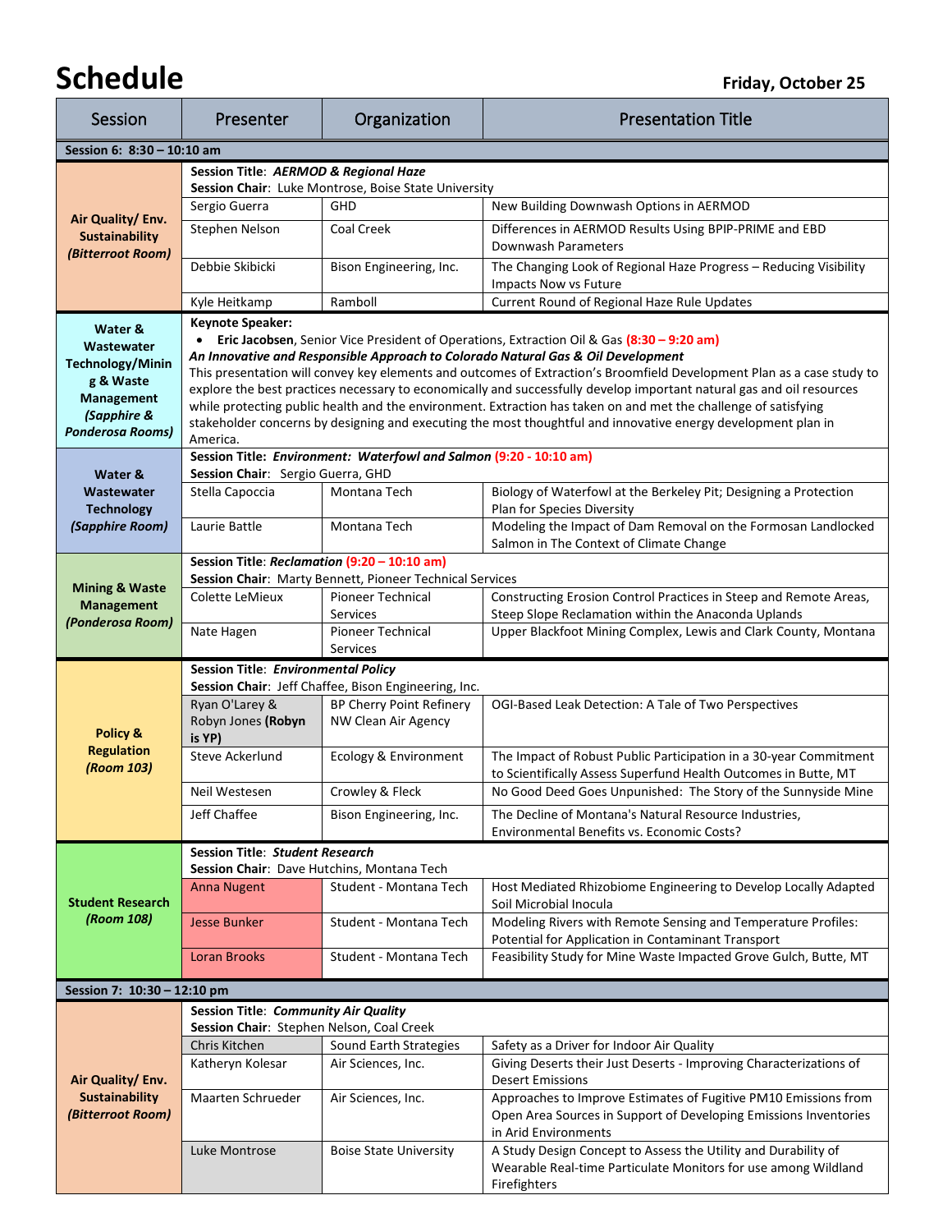# Schedule

**Friday, October 25**

| Session | Presenter | Organization | Presentation Title |
|---|---|---|---|
| **Session 6: 8:30 – 10:10 am** | | | |
| **Air Quality/ Env. Sustainability *(Bitterroot Room)*** | **Session Title**: ***AERMOD & Regional Haze*** **Session Chair**: Luke Montrose, Boise State University | | |
| | Sergio Guerra | GHD | New Building Downwash Options in AERMOD |
| | Stephen Nelson | Coal Creek | Differences in AERMOD Results Using BPIP-PRIME and EBD Downwash Parameters |
| | Debbie Skibicki | Bison Engineering, Inc. | The Changing Look of Regional Haze Progress – Reducing Visibility Impacts Now vs Future |
| | Kyle Heitkamp | Ramboll | Current Round of Regional Haze Rule Updates |
| **Water & Wastewater Technology/Mining & Waste Management *(Sapphire & Ponderosa Rooms)*** | **Keynote Speaker:** • **Eric Jacobsen**, Senior Vice President of Operations, Extraction Oil & Gas **(8:30 – 9:20 am)** ***An Innovative and Responsible Approach to Colorado Natural Gas & Oil Development*** This presentation will convey key elements and outcomes of Extraction's Broomfield Development Plan as a case study to explore the best practices necessary to economically and successfully develop important natural gas and oil resources while protecting public health and the environment. Extraction has taken on and met the challenge of satisfying stakeholder concerns by designing and executing the most thoughtful and innovative energy development plan in America. | | |
| **Water & Wastewater Technology *(Sapphire Room)*** | **Session Title: *Environment: Waterfowl and Salmon* (9:20 - 10:10 am)** **Session Chair**: Sergio Guerra, GHD | | |
| | Stella Capoccia | Montana Tech | Biology of Waterfowl at the Berkeley Pit; Designing a Protection Plan for Species Diversity |
| | Laurie Battle | Montana Tech | Modeling the Impact of Dam Removal on the Formosan Landlocked Salmon in The Context of Climate Change |
| **Mining & Waste Management *(Ponderosa Room)*** | **Session Title**: ***Reclamation*** **(9:20 – 10:10 am)** **Session Chair**: Marty Bennett, Pioneer Technical Services | | |
| | Colette LeMieux | Pioneer Technical Services | Constructing Erosion Control Practices in Steep and Remote Areas, Steep Slope Reclamation within the Anaconda Uplands |
| | Nate Hagen | Pioneer Technical Services | Upper Blackfoot Mining Complex, Lewis and Clark County, Montana |
| **Policy & Regulation *(Room 103)*** | **Session Title**: ***Environmental Policy*** **Session Chair**: Jeff Chaffee, Bison Engineering, Inc. | | |
| | Ryan O'Larey & Robyn Jones **(Robyn is YP)** | BP Cherry Point Refinery NW Clean Air Agency | OGI-Based Leak Detection: A Tale of Two Perspectives |
| | Steve Ackerlund | Ecology & Environment | The Impact of Robust Public Participation in a 30-year Commitment to Scientifically Assess Superfund Health Outcomes in Butte, MT |
| | Neil Westesen | Crowley & Fleck | No Good Deed Goes Unpunished: The Story of the Sunnyside Mine |
| | Jeff Chaffee | Bison Engineering, Inc. | The Decline of Montana's Natural Resource Industries, Environmental Benefits vs. Economic Costs? |
| **Student Research *(Room 108)*** | **Session Title**: ***Student Research*** **Session Chair**: Dave Hutchins, Montana Tech | | |
| | Anna Nugent | Student - Montana Tech | Host Mediated Rhizobiome Engineering to Develop Locally Adapted Soil Microbial Inocula |
| | Jesse Bunker | Student - Montana Tech | Modeling Rivers with Remote Sensing and Temperature Profiles: Potential for Application in Contaminant Transport |
| | Loran Brooks | Student - Montana Tech | Feasibility Study for Mine Waste Impacted Grove Gulch, Butte, MT |
| **Session 7: 10:30 – 12:10 pm** | | | |
| **Air Quality/ Env. Sustainability *(Bitterroot Room)*** | **Session Title**: ***Community Air Quality*** **Session Chair**: Stephen Nelson, Coal Creek | | |
| | Chris Kitchen | Sound Earth Strategies | Safety as a Driver for Indoor Air Quality |
| | Katheryn Kolesar | Air Sciences, Inc. | Giving Deserts their Just Deserts - Improving Characterizations of Desert Emissions |
| | Maarten Schrueder | Air Sciences, Inc. | Approaches to Improve Estimates of Fugitive PM10 Emissions from Open Area Sources in Support of Developing Emissions Inventories in Arid Environments |
| | Luke Montrose | Boise State University | A Study Design Concept to Assess the Utility and Durability of Wearable Real-time Particulate Monitors for use among Wildland Firefighters |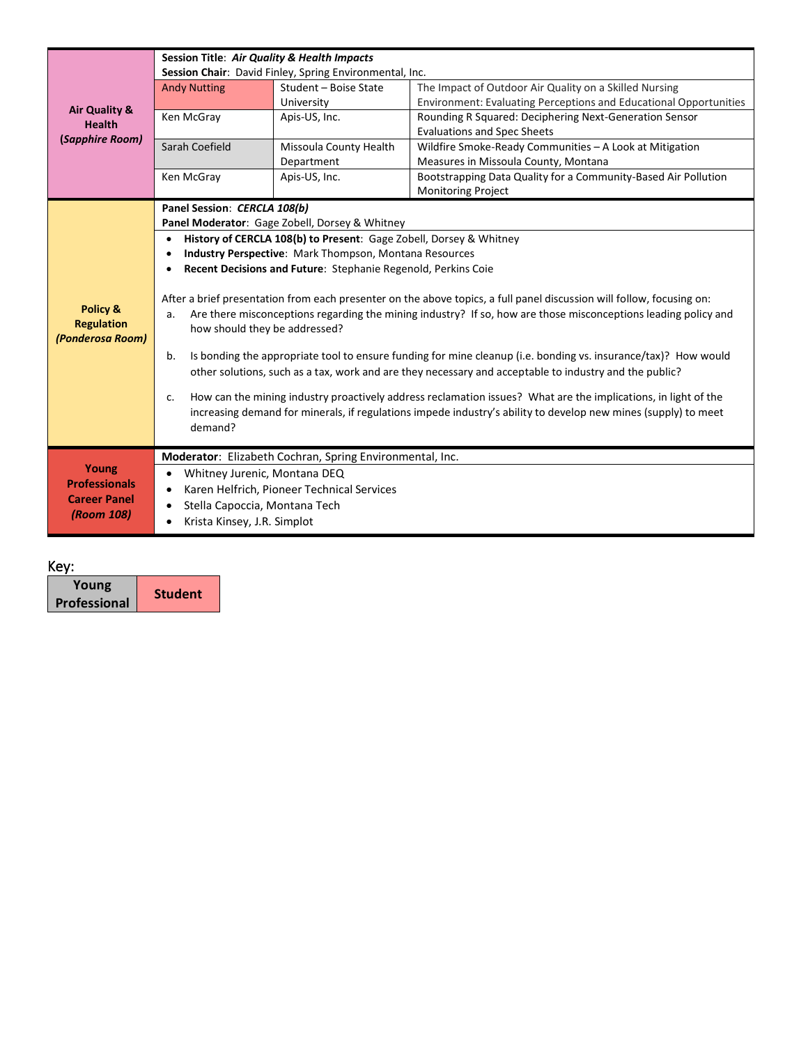| | | | |
|---|---|---|---|
| **Air Quality & Health** ***(Sapphire Room)*** | **Session Title**: ***Air Quality & Health Impacts*** **Session Chair**: David Finley, Spring Environmental, Inc. | | |
| | Andy Nutting | Student – Boise State University | The Impact of Outdoor Air Quality on a Skilled Nursing Environment: Evaluating Perceptions and Educational Opportunities |
| | Ken McGray | Apis-US, Inc. | Rounding R Squared: Deciphering Next-Generation Sensor Evaluations and Spec Sheets |
| | Sarah Coefield | Missoula County Health Department | Wildfire Smoke-Ready Communities – A Look at Mitigation Measures in Missoula County, Montana |
| | Ken McGray | Apis-US, Inc. | Bootstrapping Data Quality for a Community-Based Air Pollution Monitoring Project |

**Policy & Regulation** ***(Ponderosa Room)***

**Panel Session**: ***CERCLA 108(b)***
**Panel Moderator**: Gage Zobell, Dorsey & Whitney

- **History of CERCLA 108(b) to Present**: Gage Zobell, Dorsey & Whitney
- **Industry Perspective**: Mark Thompson, Montana Resources
- **Recent Decisions and Future**: Stephanie Regenold, Perkins Coie

After a brief presentation from each presenter on the above topics, a full panel discussion will follow, focusing on:

a. Are there misconceptions regarding the mining industry? If so, how are those misconceptions leading policy and how should they be addressed?

b. Is bonding the appropriate tool to ensure funding for mine cleanup (i.e. bonding vs. insurance/tax)? How would other solutions, such as a tax, work and are they necessary and acceptable to industry and the public?

c. How can the mining industry proactively address reclamation issues? What are the implications, in light of the increasing demand for minerals, if regulations impede industry's ability to develop new mines (supply) to meet demand?

**Young Professionals Career Panel** ***(Room 108)***

**Moderator**: Elizabeth Cochran, Spring Environmental, Inc.

- Whitney Jurenic, Montana DEQ
- Karen Helfrich, Pioneer Technical Services
- Stella Capoccia, Montana Tech
- Krista Kinsey, J.R. Simplot

Key:

| | |
|---|---|
| **Young Professional** | **Student** |